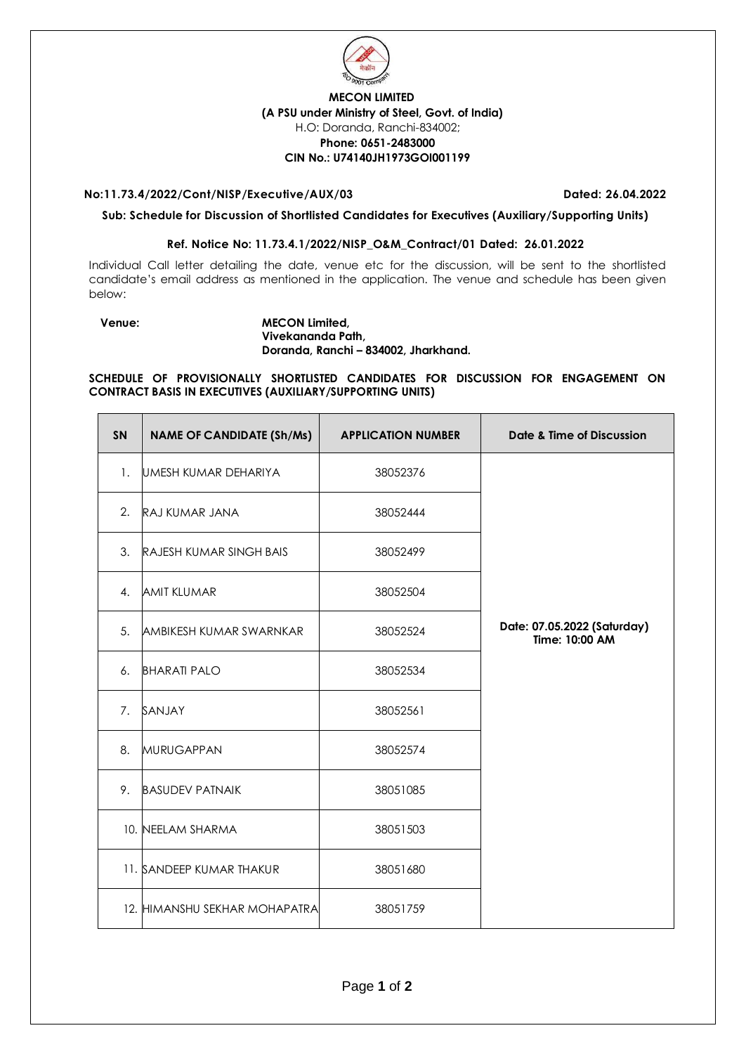**MECON LIMITED**
**(A PSU under Ministry of Steel, Govt. of India)**
H.O: Doranda, Ranchi-834002;
**Phone: 0651-2483000**
**CIN No.: U74140JH1973GOI001199**

**No:11.73.4/2022/Cont/NISP/Executive/AUX/03** **Dated: 26.04.2022**

**Sub: Schedule for Discussion of Shortlisted Candidates for Executives (Auxiliary/Supporting Units)**

**Ref. Notice No: 11.73.4.1/2022/NISP_O&M_Contract/01 Dated: 26.01.2022**

Individual Call letter detailing the date, venue etc for the discussion, will be sent to the shortlisted candidate's email address as mentioned in the application. The venue and schedule has been given below:

**Venue:** **MECON Limited,**
**Vivekananda Path,**
**Doranda, Ranchi – 834002, Jharkhand.**

**SCHEDULE OF PROVISIONALLY SHORTLISTED CANDIDATES FOR DISCUSSION FOR ENGAGEMENT ON CONTRACT BASIS IN EXECUTIVES (AUXILIARY/SUPPORTING UNITS)**

| SN | NAME OF CANDIDATE (Sh/Ms) | APPLICATION NUMBER | Date & Time of Discussion |
|---|---|---|---|
| 1. | UMESH KUMAR DEHARIYA | 38052376 | **Date: 07.05.2022 (Saturday) Time: 10:00 AM** |
| 2. | RAJ KUMAR JANA | 38052444 | |
| 3. | RAJESH KUMAR SINGH BAIS | 38052499 | |
| 4. | AMIT KLUMAR | 38052504 | |
| 5. | AMBIKESH KUMAR SWARNKAR | 38052524 | |
| 6. | BHARATI PALO | 38052534 | |
| 7. | SANJAY | 38052561 | |
| 8. | MURUGAPPAN | 38052574 | |
| 9. | BASUDEV PATNAIK | 38051085 | |
| 10. | NEELAM SHARMA | 38051503 | |
| 11. | SANDEEP KUMAR THAKUR | 38051680 | |
| 12. | HIMANSHU SEKHAR MOHAPATRA | 38051759 | |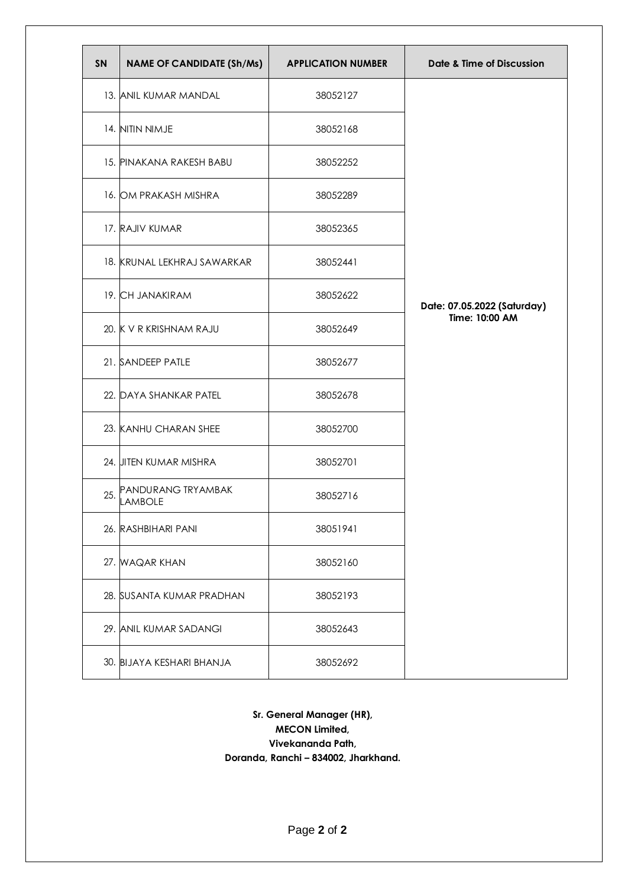| SN | NAME OF CANDIDATE (Sh/Ms) | APPLICATION NUMBER | Date & Time of Discussion |
|---|---|---|---|
| 13. | ANIL KUMAR MANDAL | 38052127 | Date: 07.05.2022 (Saturday) Time: 10:00 AM |
| 14. | NITIN NIMJE | 38052168 | |
| 15. | PINAKANA RAKESH BABU | 38052252 | |
| 16. | OM PRAKASH MISHRA | 38052289 | |
| 17. | RAJIV KUMAR | 38052365 | |
| 18. | KRUNAL LEKHRAJ SAWARKAR | 38052441 | |
| 19. | CH JANAKIRAM | 38052622 | |
| 20. | K V R KRISHNAM RAJU | 38052649 | |
| 21. | SANDEEP PATLE | 38052677 | |
| 22. | DAYA SHANKAR PATEL | 38052678 | |
| 23. | KANHU CHARAN SHEE | 38052700 | |
| 24. | JITEN KUMAR MISHRA | 38052701 | |
| 25. | PANDURANG TRYAMBAK LAMBOLE | 38052716 | |
| 26. | RASHBIHARI PANI | 38051941 | |
| 27. | WAQAR KHAN | 38052160 | |
| 28. | SUSANTA KUMAR PRADHAN | 38052193 | |
| 29. | ANIL KUMAR SADANGI | 38052643 | |
| 30. | BIJAYA KESHARI BHANJA | 38052692 | |

**Sr. General Manager (HR),**
**MECON Limited,**
**Vivekananda Path,**
**Doranda, Ranchi – 834002, Jharkhand.**